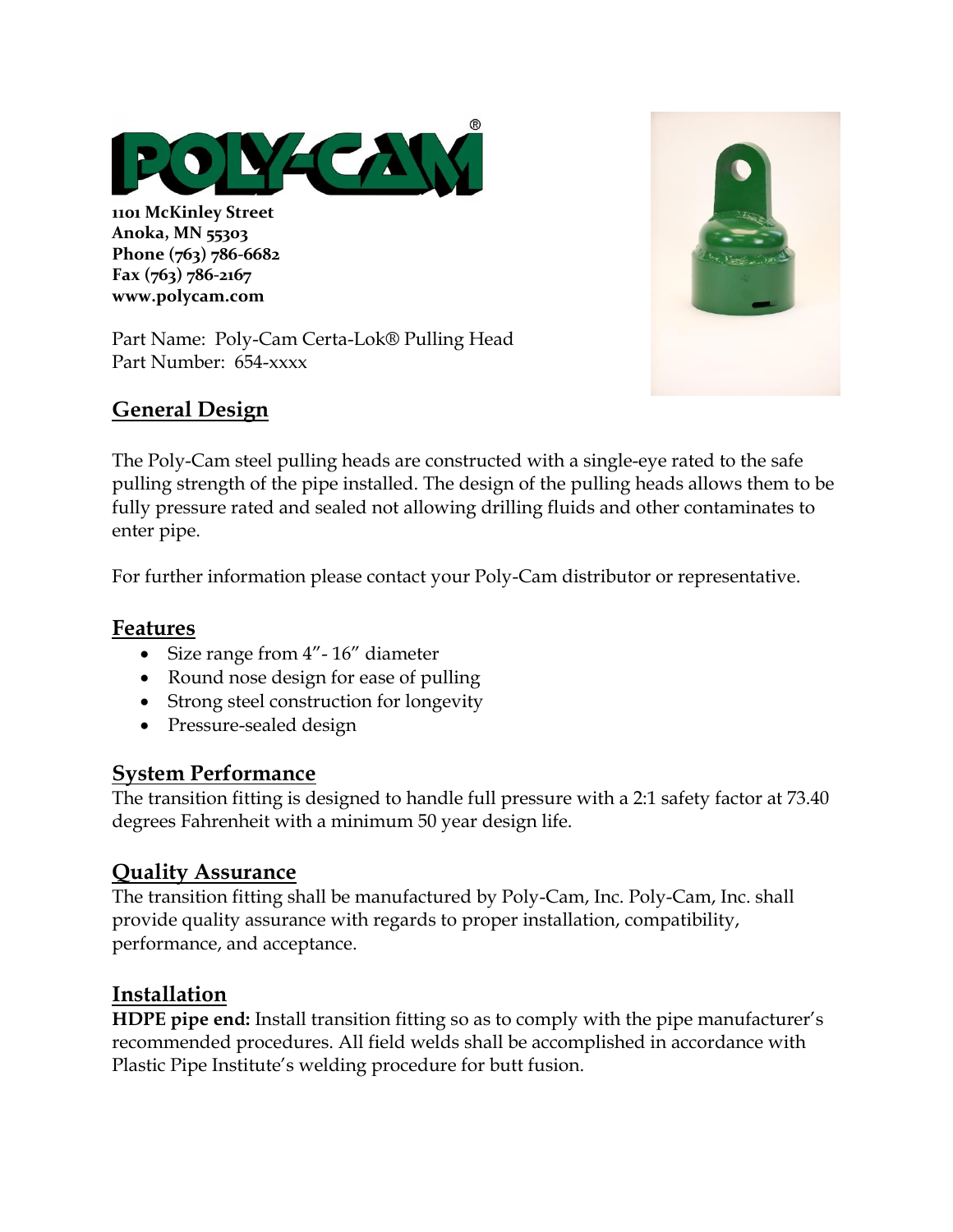# POLY-CAM®

**1101 McKinley Street**
**Anoka, MN 55303**
**Phone (763) 786-6682**
**Fax (763) 786-2167**
**www.polycam.com**

Part Name: Poly-Cam Certa-Lok® Pulling Head
Part Number: 654-xxxx

## General Design

The Poly-Cam steel pulling heads are constructed with a single-eye rated to the safe pulling strength of the pipe installed. The design of the pulling heads allows them to be fully pressure rated and sealed not allowing drilling fluids and other contaminates to enter pipe.

For further information please contact your Poly-Cam distributor or representative.

## Features

- Size range from 4"- 16" diameter
- Round nose design for ease of pulling
- Strong steel construction for longevity
- Pressure-sealed design

## System Performance

The transition fitting is designed to handle full pressure with a 2:1 safety factor at 73.40 degrees Fahrenheit with a minimum 50 year design life.

## Quality Assurance

The transition fitting shall be manufactured by Poly-Cam, Inc. Poly-Cam, Inc. shall provide quality assurance with regards to proper installation, compatibility, performance, and acceptance.

## Installation

**HDPE pipe end:** Install transition fitting so as to comply with the pipe manufacturer's recommended procedures. All field welds shall be accomplished in accordance with Plastic Pipe Institute's welding procedure for butt fusion.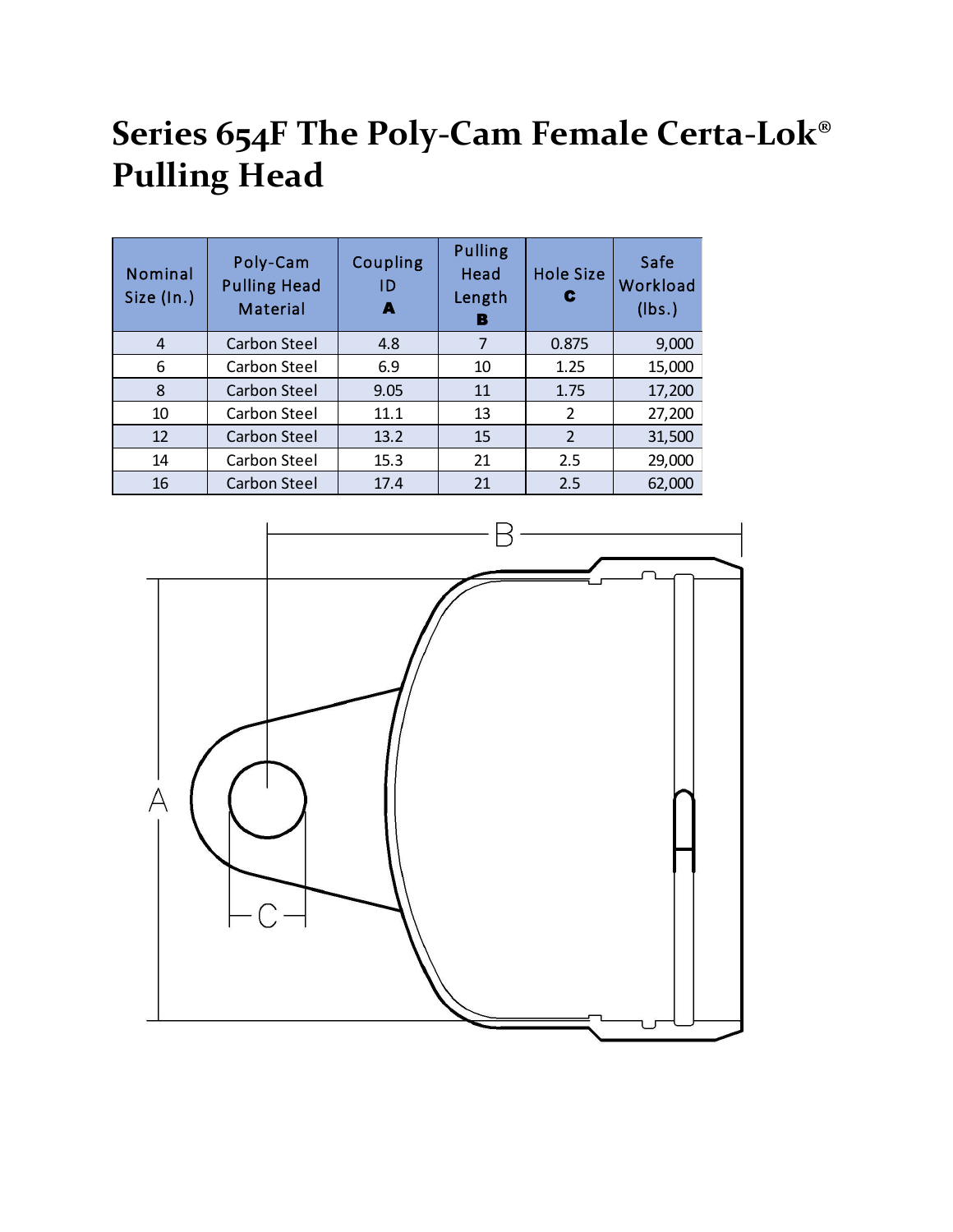# Series 654F The Poly-Cam Female Certa-Lok® Pulling Head

| Nominal Size (In.) | Poly-Cam Pulling Head Material | Coupling ID **A** | Pulling Head Length **B** | Hole Size **C** | Safe Workload (lbs.) |
|---|---|---|---|---|---|
| 4 | Carbon Steel | 4.8 | 7 | 0.875 | 9,000 |
| 6 | Carbon Steel | 6.9 | 10 | 1.25 | 15,000 |
| 8 | Carbon Steel | 9.05 | 11 | 1.75 | 17,200 |
| 10 | Carbon Steel | 11.1 | 13 | 2 | 27,200 |
| 12 | Carbon Steel | 13.2 | 15 | 2 | 31,500 |
| 14 | Carbon Steel | 15.3 | 21 | 2.5 | 29,000 |
| 16 | Carbon Steel | 17.4 | 21 | 2.5 | 62,000 |

B

A

C